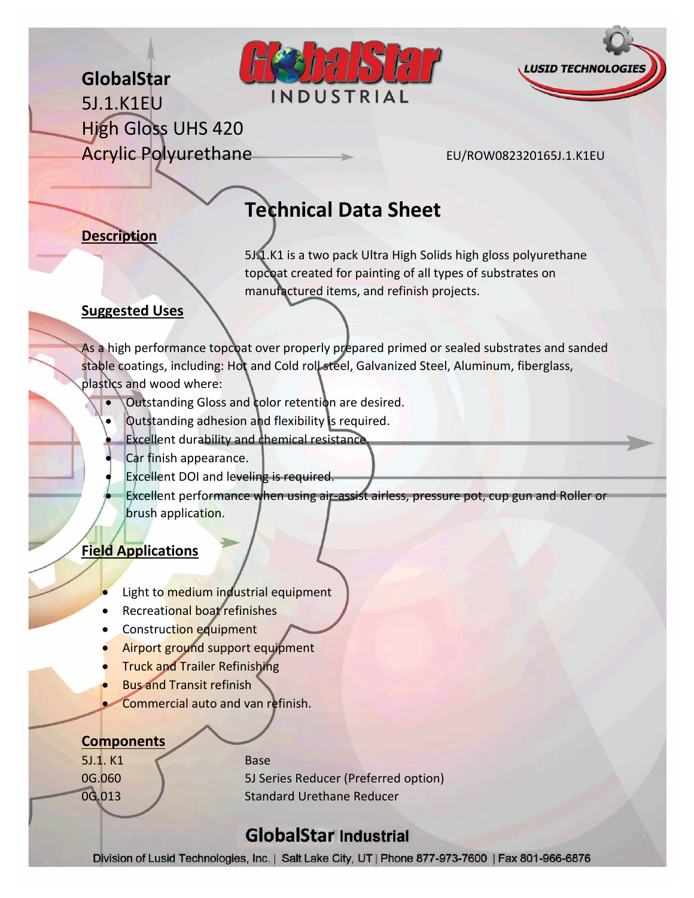# GlobalStar
5J.1.K1EU
High Gloss UHS 420
Acrylic Polyurethane

GlobalStar INDUSTRIAL

LUSID TECHNOLOGIES

EU/ROW082320165J.1.K1EU

## Technical Data Sheet

### Description

5J.1.K1 is a two pack Ultra High Solids high gloss polyurethane topcoat created for painting of all types of substrates on manufactured items, and refinish projects.

### Suggested Uses

As a high performance topcoat over properly prepared primed or sealed substrates and sanded stable coatings, including: Hot and Cold roll steel, Galvanized Steel, Aluminum, fiberglass, plastics and wood where:

- Outstanding Gloss and color retention are desired.
- Outstanding adhesion and flexibility is required.
- Excellent durability and chemical resistance.
- Car finish appearance.
- Excellent DOI and leveling is required.
- Excellent performance when using air-assist airless, pressure pot, cup gun and Roller or brush application.

### Field Applications

- Light to medium industrial equipment
- Recreational boat refinishes
- Construction equipment
- Airport ground support equipment
- Truck and Trailer Refinishing
- Bus and Transit refinish
- Commercial auto and van refinish.

### Components

| | |
|---|---|
| 5J.1. K1 | Base |
| 0G.060 | 5J Series Reducer (Preferred option) |
| 0G.013 | Standard Urethane Reducer |

**GlobalStar Industrial**

Division of Lusid Technologies, Inc. | Salt Lake City, UT | Phone 877-973-7600 | Fax 801-966-6876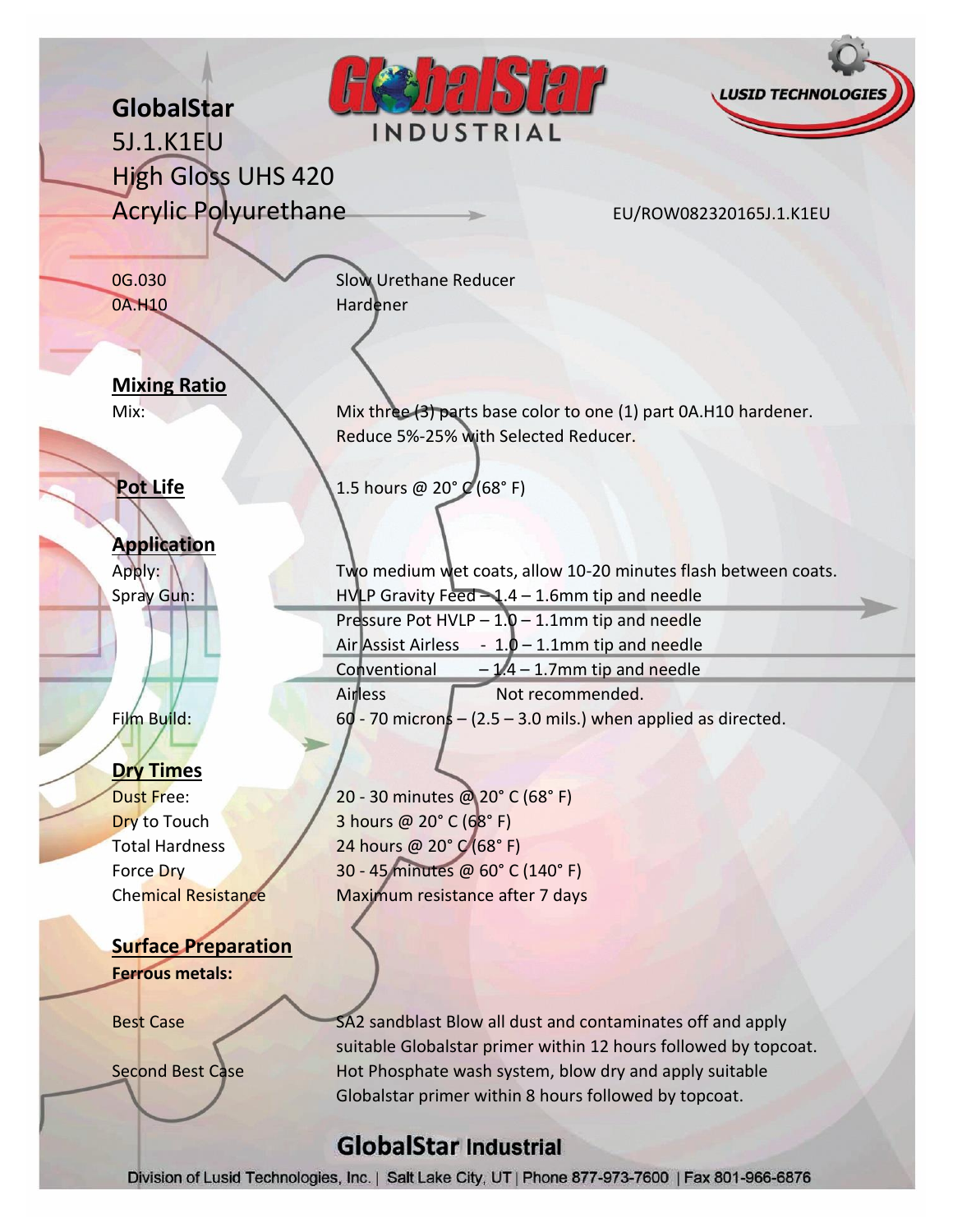# GlobalStar
## 5J.1.K1EU
## High Gloss UHS 420
## Acrylic Polyurethane

EU/ROW082320165J.1.K1EU

| | |
|---|---|
| 0G.030 | Slow Urethane Reducer |
| 0A.H10 | Hardener |

### Mixing Ratio

| | |
|---|---|
| Mix: | Mix three (3) parts base color to one (1) part 0A.H10 hardener. Reduce 5%-25% with Selected Reducer. |

### Pot Life

1.5 hours @ 20° C (68° F)

### Application

| | |
|---|---|
| Apply: | Two medium wet coats, allow 10-20 minutes flash between coats. |
| Spray Gun: | HVLP Gravity Feed – 1.4 – 1.6mm tip and needle |
| | Pressure Pot HVLP – 1.0 – 1.1mm tip and needle |
| | Air Assist Airless - 1.0 – 1.1mm tip and needle |
| | Conventional – 1.4 – 1.7mm tip and needle |
| | Airless Not recommended. |
| Film Build: | 60 - 70 microns – (2.5 – 3.0 mils.) when applied as directed. |

### Dry Times

| | |
|---|---|
| Dust Free: | 20 - 30 minutes @ 20° C (68° F) |
| Dry to Touch | 3 hours @ 20° C (68° F) |
| Total Hardness | 24 hours @ 20° C (68° F) |
| Force Dry | 30 - 45 minutes @ 60° C (140° F) |
| Chemical Resistance | Maximum resistance after 7 days |

### Surface Preparation

**Ferrous metals:**

| | |
|---|---|
| Best Case | SA2 sandblast Blow all dust and contaminates off and apply suitable Globalstar primer within 12 hours followed by topcoat. |
| Second Best Case | Hot Phosphate wash system, blow dry and apply suitable Globalstar primer within 8 hours followed by topcoat. |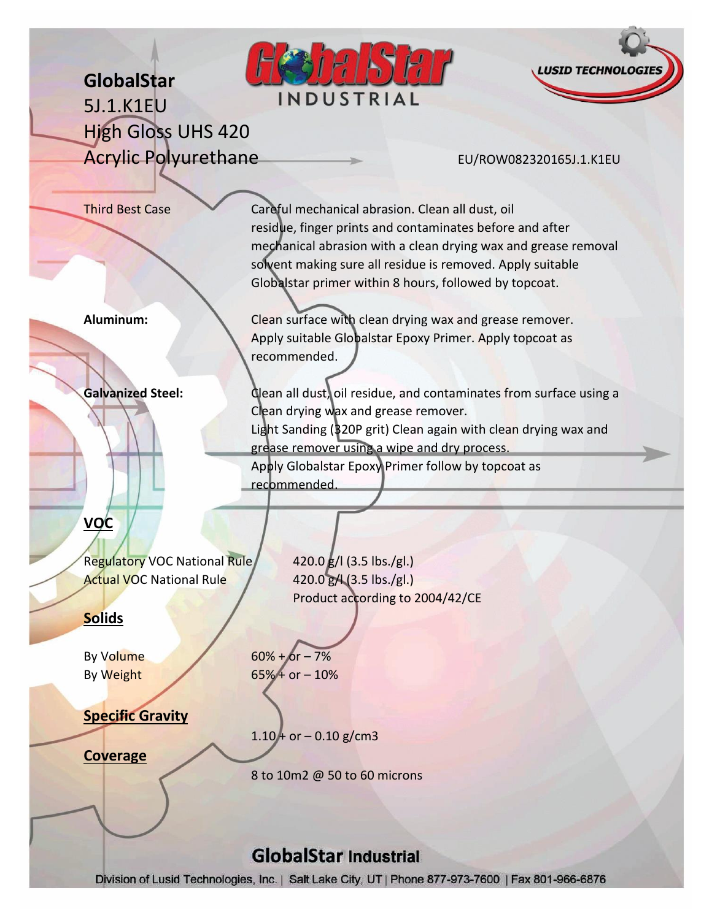**GlobalStar**
5J.1.K1EU
High Gloss UHS 420
Acrylic Polyurethane

EU/ROW082320165J.1.K1EU

| | |
|---|---|
| Third Best Case | Careful mechanical abrasion. Clean all dust, oil residue, finger prints and contaminates before and after mechanical abrasion with a clean drying wax and grease removal solvent making sure all residue is removed. Apply suitable Globalstar primer within 8 hours, followed by topcoat. |
| **Aluminum:** | Clean surface with clean drying wax and grease remover. Apply suitable Globalstar Epoxy Primer. Apply topcoat as recommended. |
| **Galvanized Steel:** | Clean all dust, oil residue, and contaminates from surface using a Clean drying wax and grease remover. Light Sanding (320P grit) Clean again with clean drying wax and grease remover using a wipe and dry process. Apply Globalstar Epoxy Primer follow by topcoat as recommended. |

## VOC

| | |
|---|---|
| Regulatory VOC National Rule | 420.0 g/l (3.5 lbs./gl.) |
| Actual VOC National Rule | 420.0 g/l (3.5 lbs./gl.) |
| | Product according to 2004/42/CE |

## Solids

| | |
|---|---|
| By Volume | 60% + or – 7% |
| By Weight | 65% + or – 10% |

## Specific Gravity

1.10 + or – 0.10 g/cm3

## Coverage

8 to 10m2 @ 50 to 60 microns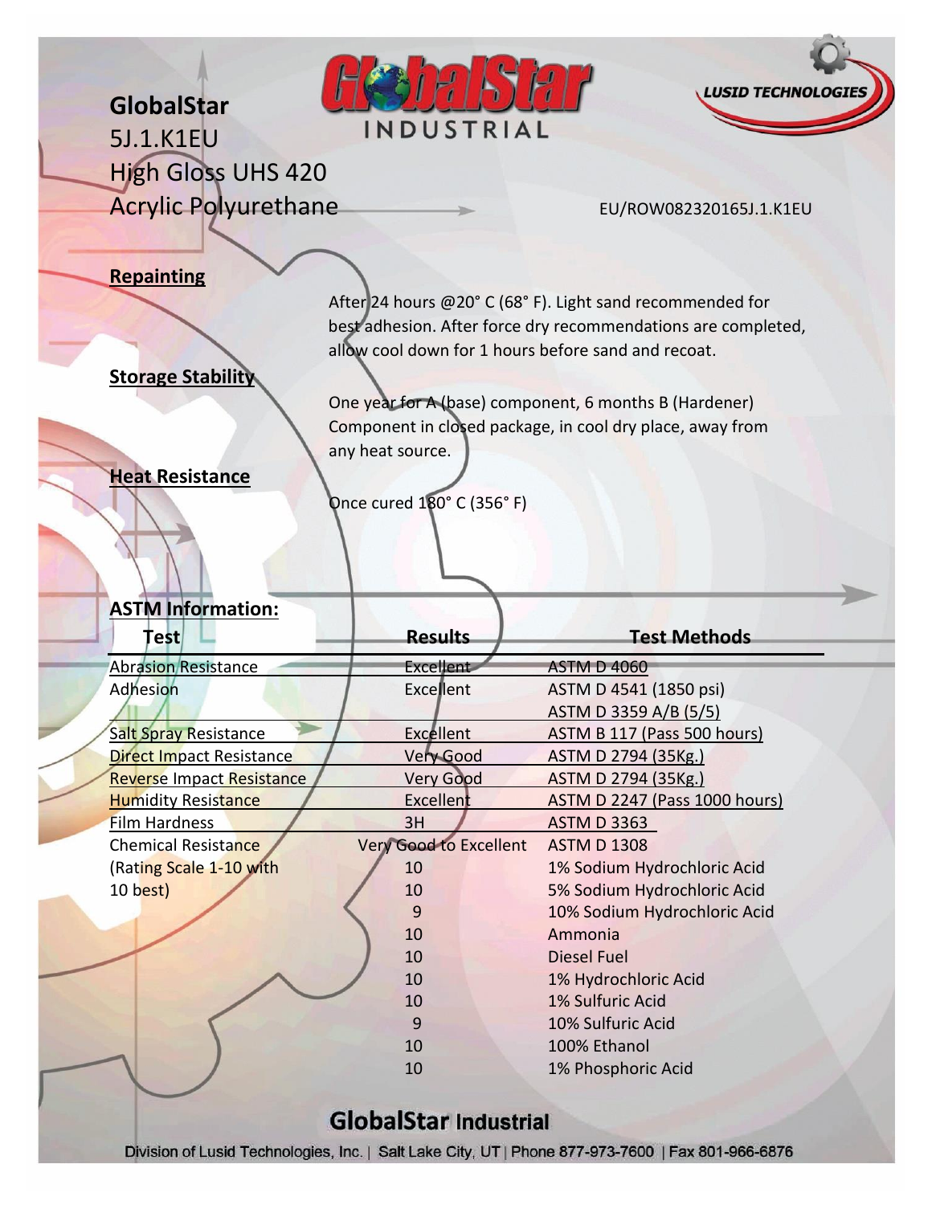# GlobalStar

5J.1.K1EU

High Gloss UHS 420

Acrylic Polyurethane

EU/ROW082320165J.1.K1EU

**Repainting**

After 24 hours @20° C (68° F). Light sand recommended for best adhesion. After force dry recommendations are completed, allow cool down for 1 hours before sand and recoat.

**Storage Stability**

One year for A (base) component, 6 months B (Hardener) Component in closed package, in cool dry place, away from any heat source.

**Heat Resistance**

Once cured 180° C (356° F)

**ASTM Information:**

| Test | Results | Test Methods |
|---|---|---|
| Abrasion Resistance | Excellent | ASTM D 4060 |
| Adhesion | Excellent | ASTM D 4541 (1850 psi) |
| | | ASTM D 3359 A/B (5/5) |
| Salt Spray Resistance | Excellent | ASTM B 117 (Pass 500 hours) |
| Direct Impact Resistance | Very Good | ASTM D 2794 (35Kg.) |
| Reverse Impact Resistance | Very Good | ASTM D 2794 (35Kg.) |
| Humidity Resistance | Excellent | ASTM D 2247 (Pass 1000 hours) |
| Film Hardness | 3H | ASTM D 3363 |
| Chemical Resistance | Very Good to Excellent | ASTM D 1308 |
| (Rating Scale 1-10 with | 10 | 1% Sodium Hydrochloric Acid |
| 10 best) | 10 | 5% Sodium Hydrochloric Acid |
| | 9 | 10% Sodium Hydrochloric Acid |
| | 10 | Ammonia |
| | 10 | Diesel Fuel |
| | 10 | 1% Hydrochloric Acid |
| | 10 | 1% Sulfuric Acid |
| | 9 | 10% Sulfuric Acid |
| | 10 | 100% Ethanol |
| | 10 | 1% Phosphoric Acid |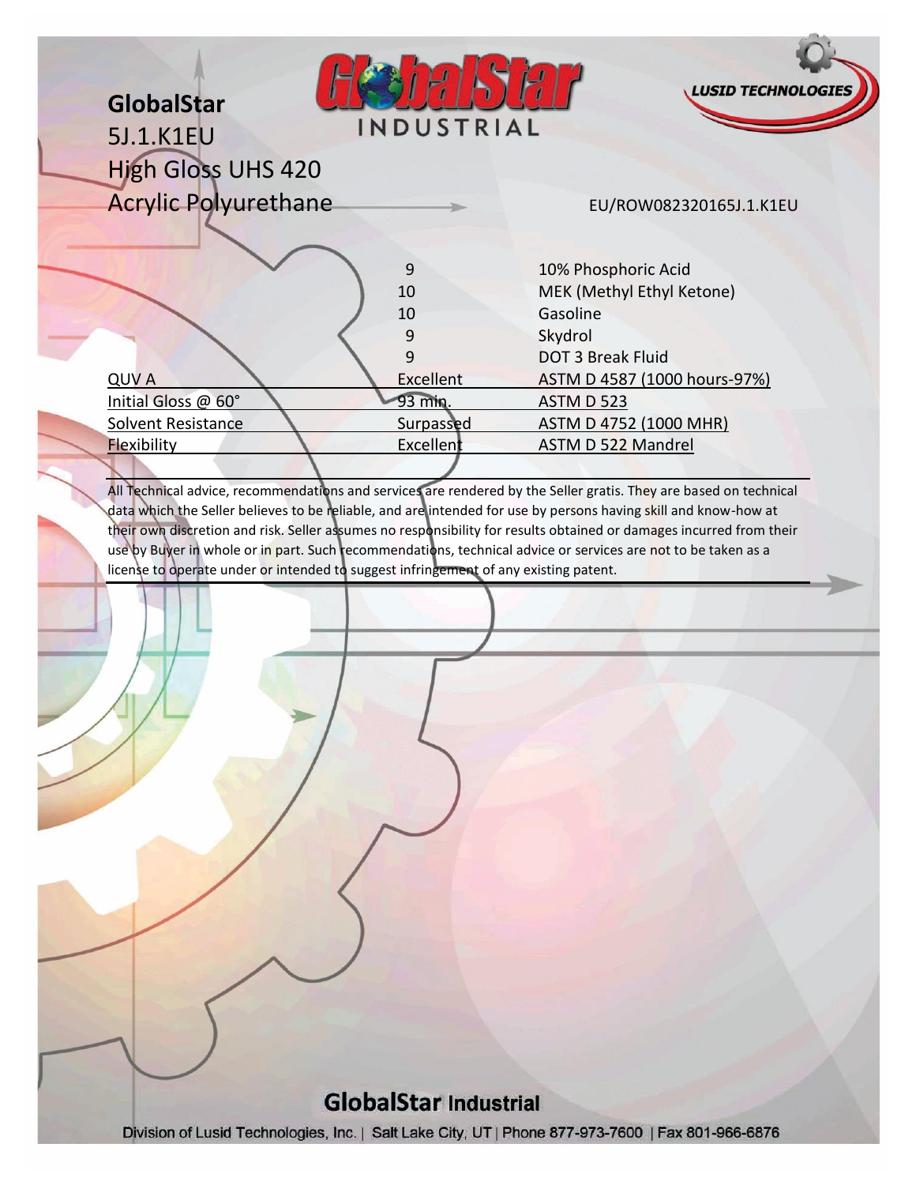**GlobalStar**
5J.1.K1EU
High Gloss UHS 420
Acrylic Polyurethane

GlobalStar INDUSTRIAL

LUSID TECHNOLOGIES

EU/ROW082320165J.1.K1EU

| | | |
|---|---|---|
| | 9 | 10% Phosphoric Acid |
| | 10 | MEK (Methyl Ethyl Ketone) |
| | 10 | Gasoline |
| | 9 | Skydrol |
| | 9 | DOT 3 Break Fluid |
| QUV A | Excellent | ASTM D 4587 (1000 hours-97%) |
| Initial Gloss @ 60° | 93 min. | ASTM D 523 |
| Solvent Resistance | Surpassed | ASTM D 4752 (1000 MHR) |
| Flexibility | Excellent | ASTM D 522 Mandrel |

All Technical advice, recommendations and services are rendered by the Seller gratis. They are based on technical data which the Seller believes to be reliable, and are intended for use by persons having skill and know-how at their own discretion and risk. Seller assumes no responsibility for results obtained or damages incurred from their use by Buyer in whole or in part. Such recommendations, technical advice or services are not to be taken as a license to operate under or intended to suggest infringement of any existing patent.

**GlobalStar Industrial**

Division of Lusid Technologies, Inc. | Salt Lake City, UT | Phone 877-973-7600 | Fax 801-966-6876